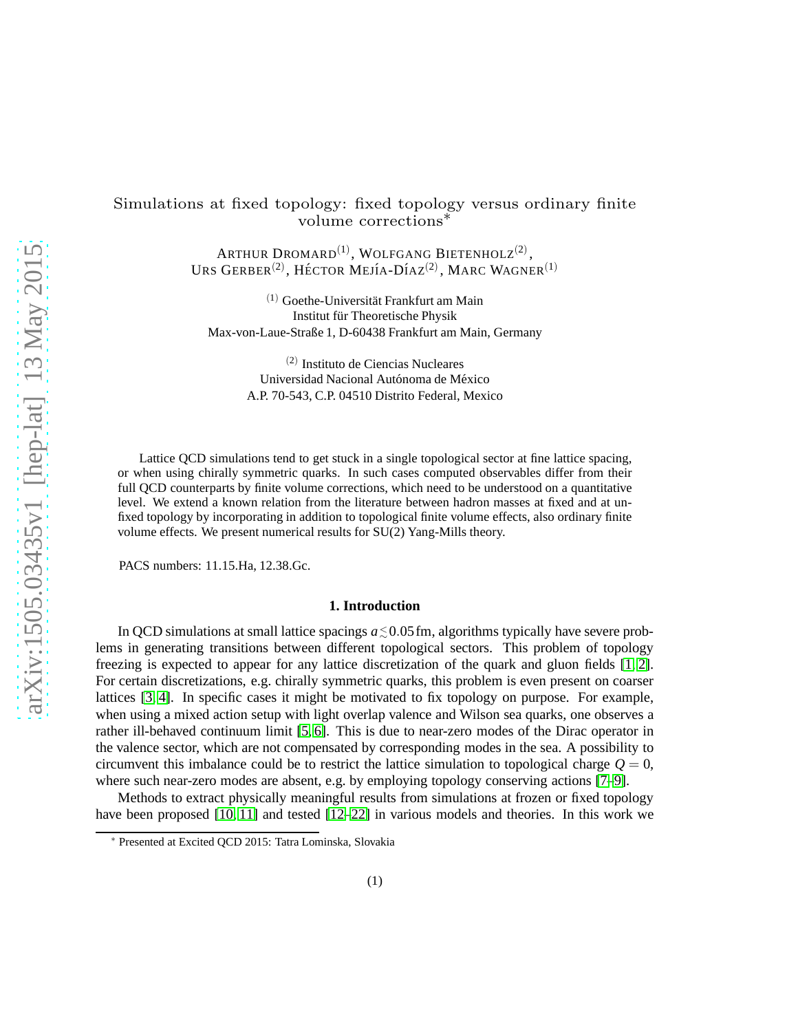# Simulations at fixed topology: fixed topology versus ordinary finite volume corrections*

Arthur Dromard[(1)], Wolfgang Bietenholz[(2)], Urs Gerber[(2)], Héctor Mejía-Díaz[(2)], Marc Wagner[(1)]

[(1)] Goethe-Universität Frankfurt am Main
Institut für Theoretische Physik
Max-von-Laue-Straße 1, D-60438 Frankfurt am Main, Germany

[(2)] Instituto de Ciencias Nucleares
Universidad Nacional Autónoma de México
A.P. 70-543, C.P. 04510 Distrito Federal, Mexico

Lattice QCD simulations tend to get stuck in a single topological sector at fine lattice spacing, or when using chirally symmetric quarks. In such cases computed observables differ from their full QCD counterparts by finite volume corrections, which need to be understood on a quantitative level. We extend a known relation from the literature between hadron masses at fixed and at unfixed topology by incorporating in addition to topological finite volume effects, also ordinary finite volume effects. We present numerical results for SU(2) Yang-Mills theory.

PACS numbers: 11.15.Ha, 12.38.Gc.

## 1. Introduction

In QCD simulations at small lattice spacings $a \lesssim 0.05\,\mathrm{fm}$, algorithms typically have severe problems in generating transitions between different topological sectors. This problem of topology freezing is expected to appear for any lattice discretization of the quark and gluon fields [1, 2]. For certain discretizations, e.g. chirally symmetric quarks, this problem is even present on coarser lattices [3, 4]. In specific cases it might be motivated to fix topology on purpose. For example, when using a mixed action setup with light overlap valence and Wilson sea quarks, one observes a rather ill-behaved continuum limit [5, 6]. This is due to near-zero modes of the Dirac operator in the valence sector, which are not compensated by corresponding modes in the sea. A possibility to circumvent this imbalance could be to restrict the lattice simulation to topological charge $Q = 0$, where such near-zero modes are absent, e.g. by employing topology conserving actions [7–9].

Methods to extract physically meaningful results from simulations at frozen or fixed topology have been proposed [10, 11] and tested [12–22] in various models and theories. In this work we

* Presented at Excited QCD 2015: Tatra Lominska, Slovakia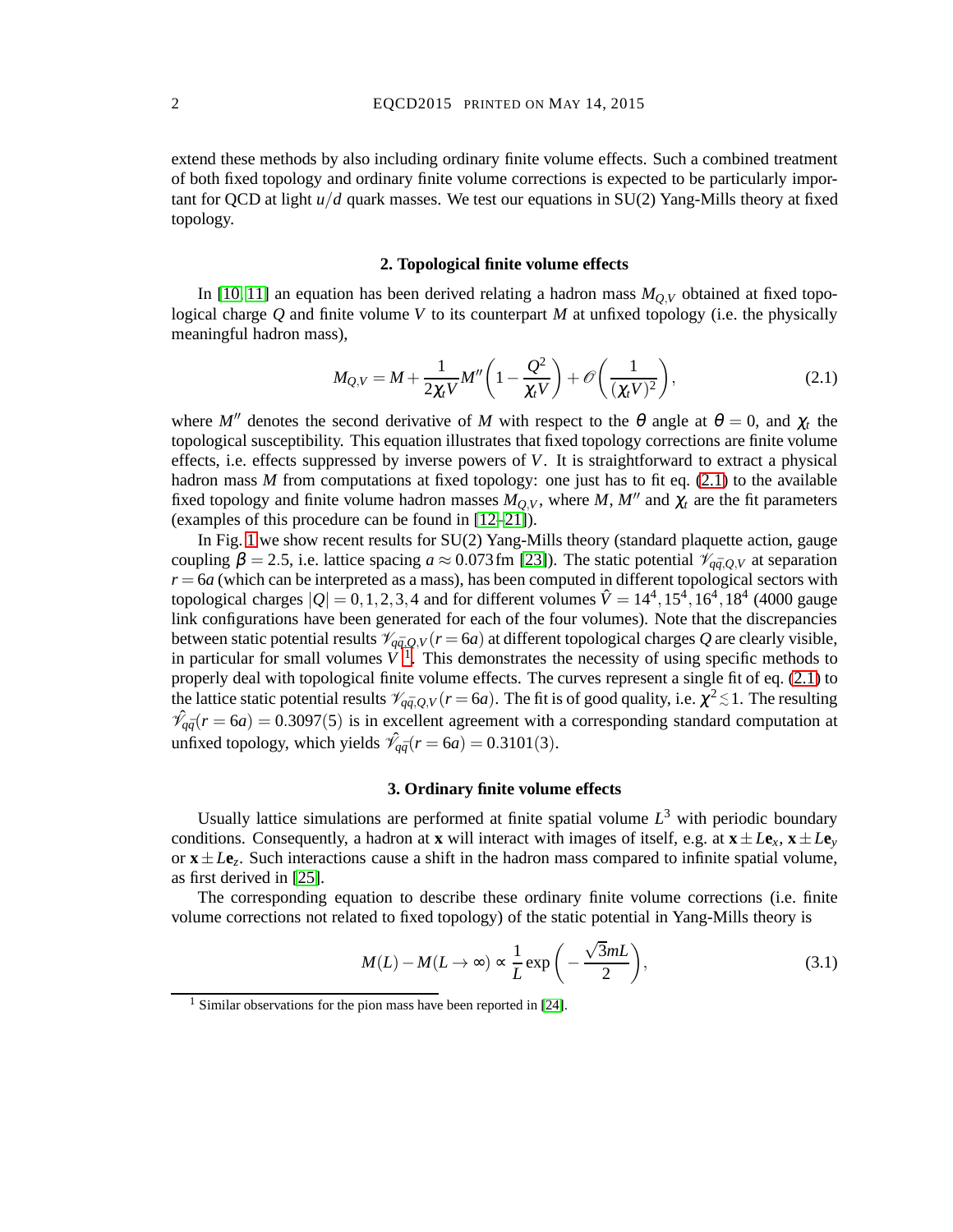extend these methods by also including ordinary finite volume effects. Such a combined treatment of both fixed topology and ordinary finite volume corrections is expected to be particularly important for QCD at light $u/d$ quark masses. We test our equations in SU(2) Yang-Mills theory at fixed topology.

## 2. Topological finite volume effects

In [10, 11] an equation has been derived relating a hadron mass $M_{Q,V}$ obtained at fixed topological charge $Q$ and finite volume $V$ to its counterpart $M$ at unfixed topology (i.e. the physically meaningful hadron mass),

$$M_{Q,V} = M + \frac{1}{2\chi_t V} M'' \left(1 - \frac{Q^2}{\chi_t V}\right) + \mathcal{O}\left(\frac{1}{(\chi_t V)^2}\right), \tag{2.1}$$

where $M''$ denotes the second derivative of $M$ with respect to the $\theta$ angle at $\theta = 0$, and $\chi_t$ the topological susceptibility. This equation illustrates that fixed topology corrections are finite volume effects, i.e. effects suppressed by inverse powers of $V$. It is straightforward to extract a physical hadron mass $M$ from computations at fixed topology: one just has to fit eq. (2.1) to the available fixed topology and finite volume hadron masses $M_{Q,V}$, where $M$, $M''$ and $\chi_t$ are the fit parameters (examples of this procedure can be found in [12–21]).

In Fig. 1 we show recent results for SU(2) Yang-Mills theory (standard plaquette action, gauge coupling $\beta = 2.5$, i.e. lattice spacing $a \approx 0.073\,\text{fm}$ [23]). The static potential $\mathcal{V}_{q\bar{q},Q,V}$ at separation $r = 6a$ (which can be interpreted as a mass), has been computed in different topological sectors with topological charges $|Q| = 0, 1, 2, 3, 4$ and for different volumes $\hat{V} = 14^4, 15^4, 16^4, 18^4$ (4000 gauge link configurations have been generated for each of the four volumes). Note that the discrepancies between static potential results $\mathcal{V}_{q\bar{q},Q,V}(r = 6a)$ at different topological charges $Q$ are clearly visible, in particular for small volumes $V$ [1]. This demonstrates the necessity of using specific methods to properly deal with topological finite volume effects. The curves represent a single fit of eq. (2.1) to the lattice static potential results $\mathcal{V}_{q\bar{q},Q,V}(r = 6a)$. The fit is of good quality, i.e. $\chi^2 \lesssim 1$. The resulting $\hat{\mathcal{V}}_{q\bar{q}}(r = 6a) = 0.3097(5)$ is in excellent agreement with a corresponding standard computation at unfixed topology, which yields $\hat{\mathcal{V}}_{q\bar{q}}(r = 6a) = 0.3101(3)$.

## 3. Ordinary finite volume effects

Usually lattice simulations are performed at finite spatial volume $L^3$ with periodic boundary conditions. Consequently, a hadron at $\mathbf{x}$ will interact with images of itself, e.g. at $\mathbf{x} \pm L\mathbf{e}_x$, $\mathbf{x} \pm L\mathbf{e}_y$ or $\mathbf{x} \pm L\mathbf{e}_z$. Such interactions cause a shift in the hadron mass compared to infinite spatial volume, as first derived in [25].

The corresponding equation to describe these ordinary finite volume corrections (i.e. finite volume corrections not related to fixed topology) of the static potential in Yang-Mills theory is

$$M(L) - M(L \to \infty) \propto \frac{1}{L} \exp\left(-\frac{\sqrt{3} m L}{2}\right), \tag{3.1}$$

[1] Similar observations for the pion mass have been reported in [24].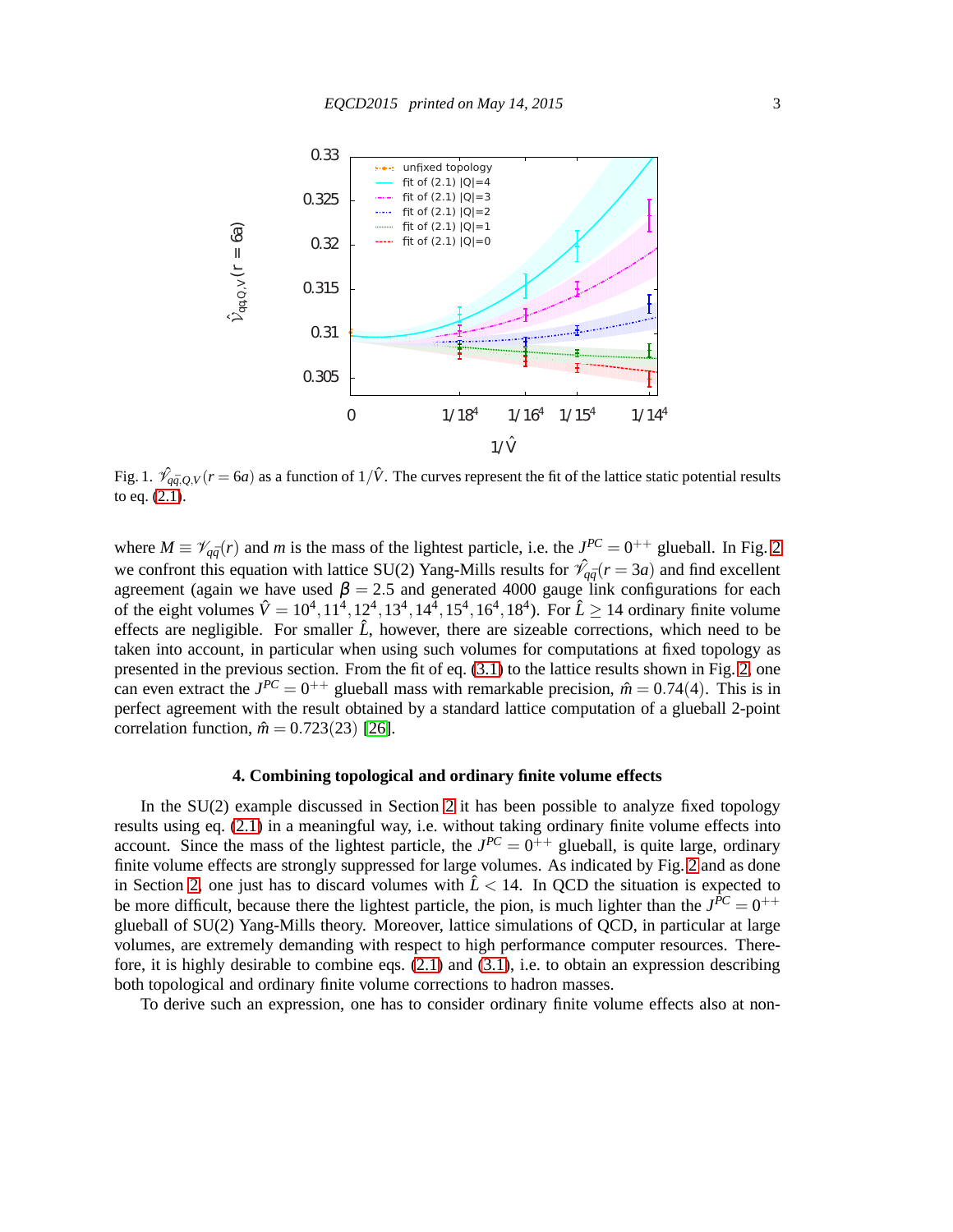Fig. 1. $\hat{\mathcal{V}}_{q\bar{q},Q,V}(r = 6a)$ as a function of $1/\hat{V}$. The curves represent the fit of the lattice static potential results to eq. (2.1).

where $M \equiv \mathcal{V}_{q\bar{q}}(r)$ and $m$ is the mass of the lightest particle, i.e. the $J^{PC} = 0^{++}$ glueball. In Fig. 2 we confront this equation with lattice SU(2) Yang-Mills results for $\hat{\mathcal{V}}_{q\bar{q}}(r = 3a)$ and find excellent agreement (again we have used $\beta = 2.5$ and generated 4000 gauge link configurations for each of the eight volumes $\hat{V} = 10^4, 11^4, 12^4, 13^4, 14^4, 15^4, 16^4, 18^4$). For $\hat{L} \geq 14$ ordinary finite volume effects are negligible. For smaller $\hat{L}$, however, there are sizeable corrections, which need to be taken into account, in particular when using such volumes for computations at fixed topology as presented in the previous section. From the fit of eq. (3.1) to the lattice results shown in Fig. 2, one can even extract the $J^{PC} = 0^{++}$ glueball mass with remarkable precision, $\hat{m} = 0.74(4)$. This is in perfect agreement with the result obtained by a standard lattice computation of a glueball 2-point correlation function, $\hat{m} = 0.723(23)$ [26].

### 4. Combining topological and ordinary finite volume effects

In the SU(2) example discussed in Section 2 it has been possible to analyze fixed topology results using eq. (2.1) in a meaningful way, i.e. without taking ordinary finite volume effects into account. Since the mass of the lightest particle, the $J^{PC} = 0^{++}$ glueball, is quite large, ordinary finite volume effects are strongly suppressed for large volumes. As indicated by Fig. 2 and as done in Section 2, one just has to discard volumes with $\hat{L} < 14$. In QCD the situation is expected to be more difficult, because there the lightest particle, the pion, is much lighter than the $J^{PC} = 0^{++}$ glueball of SU(2) Yang-Mills theory. Moreover, lattice simulations of QCD, in particular at large volumes, are extremely demanding with respect to high performance computer resources. Therefore, it is highly desirable to combine eqs. (2.1) and (3.1), i.e. to obtain an expression describing both topological and ordinary finite volume corrections to hadron masses.

To derive such an expression, one has to consider ordinary finite volume effects also at non-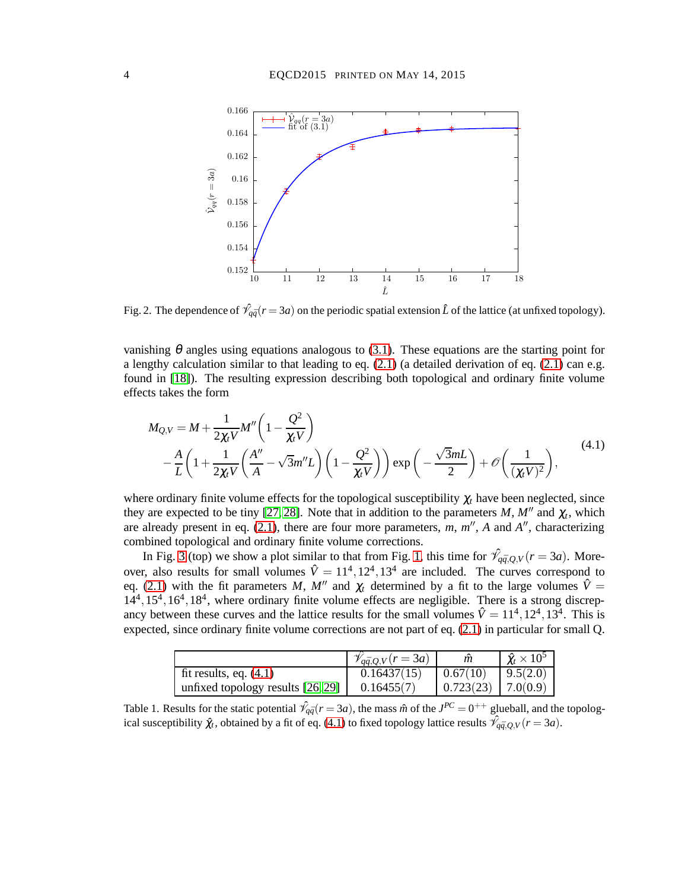Fig. 2. The dependence of $\hat{\mathscr{V}}_{q\bar{q}}(r = 3a)$ on the periodic spatial extension $\hat{L}$ of the lattice (at unfixed topology).

vanishing $\theta$ angles using equations analogous to (3.1). These equations are the starting point for a lengthy calculation similar to that leading to eq. (2.1) (a detailed derivation of eq. (2.1) can e.g. found in [18]). The resulting expression describing both topological and ordinary finite volume effects takes the form

$$
\begin{aligned}
M_{Q,V} = M &+ \frac{1}{2\chi_t V} M'' \left(1 - \frac{Q^2}{\chi_t V}\right) \\
&- \frac{A}{L}\left(1 + \frac{1}{2\chi_t V}\left(\frac{A''}{A} - \sqrt{3}m''L\right)\left(1 - \frac{Q^2}{\chi_t V}\right)\right) \exp\left(-\frac{\sqrt{3}mL}{2}\right) + \mathscr{O}\left(\frac{1}{(\chi_t V)^2}\right),
\end{aligned}
\tag{4.1}
$$

where ordinary finite volume effects for the topological susceptibility $\chi_t$ have been neglected, since they are expected to be tiny [27, 28]. Note that in addition to the parameters $M$, $M''$ and $\chi_t$, which are already present in eq. (2.1), there are four more parameters, $m$, $m''$, $A$ and $A''$, characterizing combined topological and ordinary finite volume corrections.

In Fig. 3 (top) we show a plot similar to that from Fig. 1, this time for $\hat{\mathscr{V}}_{q\bar{q},Q,V}(r = 3a)$. Moreover, also results for small volumes $\hat{V} = 11^4, 12^4, 13^4$ are included. The curves correspond to eq. (2.1) with the fit parameters $M$, $M''$ and $\chi_t$ determined by a fit to the large volumes $\hat{V} = 14^4, 15^4, 16^4, 18^4$, where ordinary finite volume effects are negligible. There is a strong discrepancy between these curves and the lattice results for the small volumes $\hat{V} = 11^4, 12^4, 13^4$. This is expected, since ordinary finite volume corrections are not part of eq. (2.1) in particular for small Q.

| | $\hat{\mathscr{V}}_{q\bar{q},Q,V}(r = 3a)$ | $\hat{m}$ | $\hat{\chi}_t \times 10^5$ |
|---|---|---|---|
| fit results, eq. (4.1) | 0.16437(15) | 0.67(10) | 9.5(2.0) |
| unfixed topology results [26, 29] | 0.16455(7) | 0.723(23) | 7.0(0.9) |

Table 1. Results for the static potential $\hat{\mathscr{V}}_{q\bar{q}}(r = 3a)$, the mass $\hat{m}$ of the $J^{PC} = 0^{++}$ glueball, and the topological susceptibility $\hat{\chi}_t$, obtained by a fit of eq. (4.1) to fixed topology lattice results $\hat{\mathscr{V}}_{q\bar{q},Q,V}(r = 3a)$.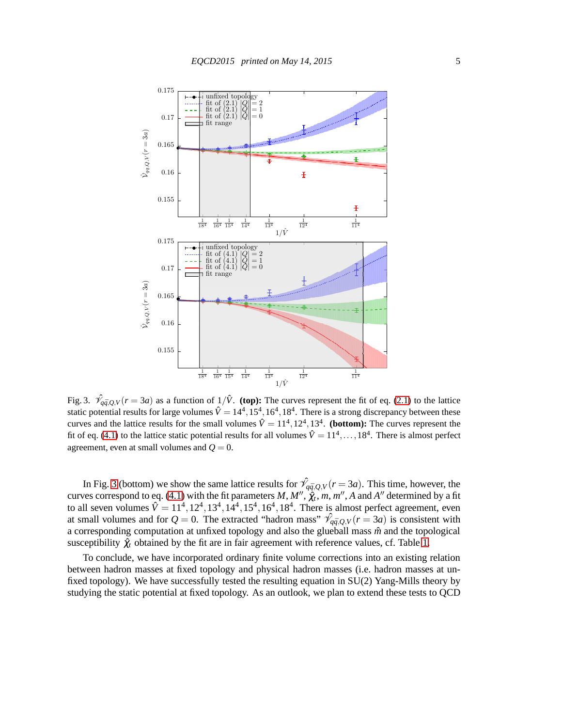Fig. 3. $\hat{\mathcal{V}}_{q\bar{q},Q,V}(r = 3a)$ as a function of $1/\hat{V}$. **(top):** The curves represent the fit of eq. (2.1) to the lattice static potential results for large volumes $\hat{V} = 14^4, 15^4, 16^4, 18^4$. There is a strong discrepancy between these curves and the lattice results for the small volumes $\hat{V} = 11^4, 12^4, 13^4$. **(bottom):** The curves represent the fit of eq. (4.1) to the lattice static potential results for all volumes $\hat{V} = 11^4, \ldots, 18^4$. There is almost perfect agreement, even at small volumes and $Q = 0$.

In Fig. 3 (bottom) we show the same lattice results for $\hat{\mathcal{V}}_{q\bar{q},Q,V}(r = 3a)$. This time, however, the curves correspond to eq. (4.1) with the fit parameters $M$, $M''$, $\hat{\chi}_t$, $m$, $m''$, $A$ and $A''$ determined by a fit to all seven volumes $\hat{V} = 11^4, 12^4, 13^4, 14^4, 15^4, 16^4, 18^4$. There is almost perfect agreement, even at small volumes and for $Q = 0$. The extracted "hadron mass" $\hat{\mathcal{V}}_{q\bar{q},Q,V}(r = 3a)$ is consistent with a corresponding computation at unfixed topology and also the glueball mass $\hat{m}$ and the topological susceptibility $\hat{\chi}_t$ obtained by the fit are in fair agreement with reference values, cf. Table 1.

To conclude, we have incorporated ordinary finite volume corrections into an existing relation between hadron masses at fixed topology and physical hadron masses (i.e. hadron masses at unfixed topology). We have successfully tested the resulting equation in SU(2) Yang-Mills theory by studying the static potential at fixed topology. As an outlook, we plan to extend these tests to QCD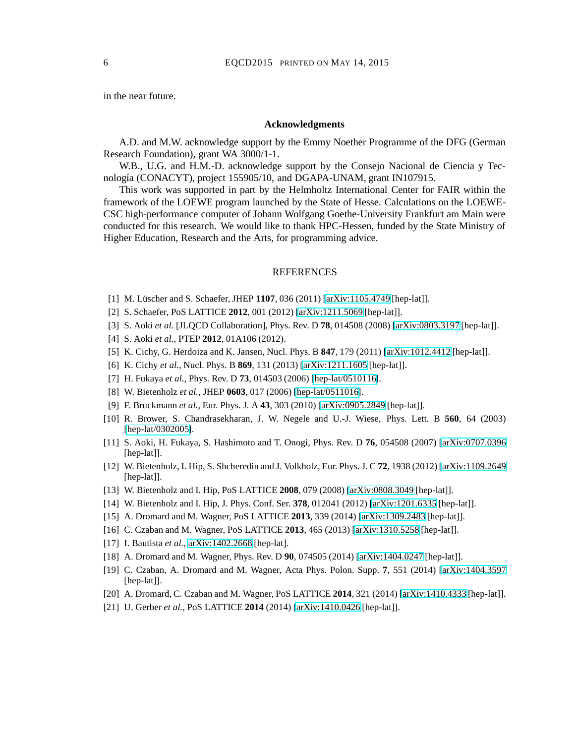in the near future.

### Acknowledgments

A.D. and M.W. acknowledge support by the Emmy Noether Programme of the DFG (German Research Foundation), grant WA 3000/1-1.

W.B., U.G. and H.M.-D. acknowledge support by the Consejo Nacional de Ciencia y Tecnología (CONACYT), project 155905/10, and DGAPA-UNAM, grant IN107915.

This work was supported in part by the Helmholtz International Center for FAIR within the framework of the LOEWE program launched by the State of Hesse. Calculations on the LOEWE-CSC high-performance computer of Johann Wolfgang Goethe-University Frankfurt am Main were conducted for this research. We would like to thank HPC-Hessen, funded by the State Ministry of Higher Education, Research and the Arts, for programming advice.

### REFERENCES

[1] M. Lüscher and S. Schaefer, JHEP **1107**, 036 (2011) [arXiv:1105.4749 [hep-lat]].

[2] S. Schaefer, PoS LATTICE **2012**, 001 (2012) [arXiv:1211.5069 [hep-lat]].

[3] S. Aoki *et al.* [JLQCD Collaboration], Phys. Rev. D **78**, 014508 (2008) [arXiv:0803.3197 [hep-lat]].

[4] S. Aoki *et al.*, PTEP **2012**, 01A106 (2012).

[5] K. Cichy, G. Herdoiza and K. Jansen, Nucl. Phys. B **847**, 179 (2011) [arXiv:1012.4412 [hep-lat]].

[6] K. Cichy *et al.*, Nucl. Phys. B **869**, 131 (2013) [arXiv:1211.1605 [hep-lat]].

[7] H. Fukaya *et al.*, Phys. Rev. D **73**, 014503 (2006) [hep-lat/0510116].

[8] W. Bietenholz *et al.*, JHEP **0603**, 017 (2006) [hep-lat/0511016].

[9] F. Bruckmann *et al.*, Eur. Phys. J. A **43**, 303 (2010) [arXiv:0905.2849 [hep-lat]].

[10] R. Brower, S. Chandrasekharan, J. W. Negele and U.-J. Wiese, Phys. Lett. B **560**, 64 (2003) [hep-lat/0302005].

[11] S. Aoki, H. Fukaya, S. Hashimoto and T. Onogi, Phys. Rev. D **76**, 054508 (2007) [arXiv:0707.0396 [hep-lat]].

[12] W. Bietenholz, I. Hip, S. Shcheredin and J. Volkholz, Eur. Phys. J. C **72**, 1938 (2012) [arXiv:1109.2649 [hep-lat]].

[13] W. Bietenholz and I. Hip, PoS LATTICE **2008**, 079 (2008) [arXiv:0808.3049 [hep-lat]].

[14] W. Bietenholz and I. Hip, J. Phys. Conf. Ser. **378**, 012041 (2012) [arXiv:1201.6335 [hep-lat]].

[15] A. Dromard and M. Wagner, PoS LATTICE **2013**, 339 (2014) [arXiv:1309.2483 [hep-lat]].

[16] C. Czaban and M. Wagner, PoS LATTICE **2013**, 465 (2013) [arXiv:1310.5258 [hep-lat]].

[17] I. Bautista *et al.*, arXiv:1402.2668 [hep-lat].

[18] A. Dromard and M. Wagner, Phys. Rev. D **90**, 074505 (2014) [arXiv:1404.0247 [hep-lat]].

[19] C. Czaban, A. Dromard and M. Wagner, Acta Phys. Polon. Supp. **7**, 551 (2014) [arXiv:1404.3597 [hep-lat]].

[20] A. Dromard, C. Czaban and M. Wagner, PoS LATTICE **2014**, 321 (2014) [arXiv:1410.4333 [hep-lat]].

[21] U. Gerber *et al.*, PoS LATTICE **2014** (2014) [arXiv:1410.0426 [hep-lat]].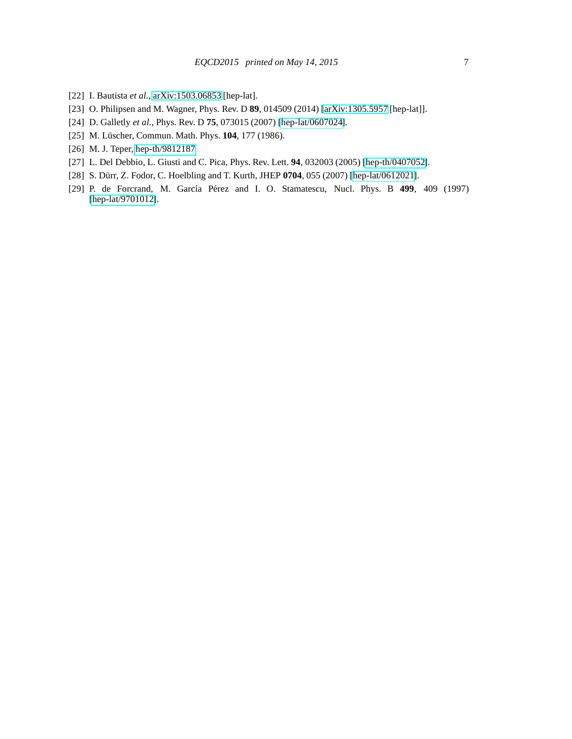[22] I. Bautista *et al.*, arXiv:1503.06853 [hep-lat].

[23] O. Philipsen and M. Wagner, Phys. Rev. D **89**, 014509 (2014) [arXiv:1305.5957 [hep-lat]].

[24] D. Galletly *et al.*, Phys. Rev. D **75**, 073015 (2007) [hep-lat/0607024].

[25] M. Lüscher, Commun. Math. Phys. **104**, 177 (1986).

[26] M. J. Teper, hep-th/9812187

[27] L. Del Debbio, L. Giusti and C. Pica, Phys. Rev. Lett. **94**, 032003 (2005) [hep-th/0407052].

[28] S. Dürr, Z. Fodor, C. Hoelbling and T. Kurth, JHEP **0704**, 055 (2007) [hep-lat/0612021].

[29] P. de Forcrand, M. García Pérez and I. O. Stamatescu, Nucl. Phys. B **499**, 409 (1997) [hep-lat/9701012].